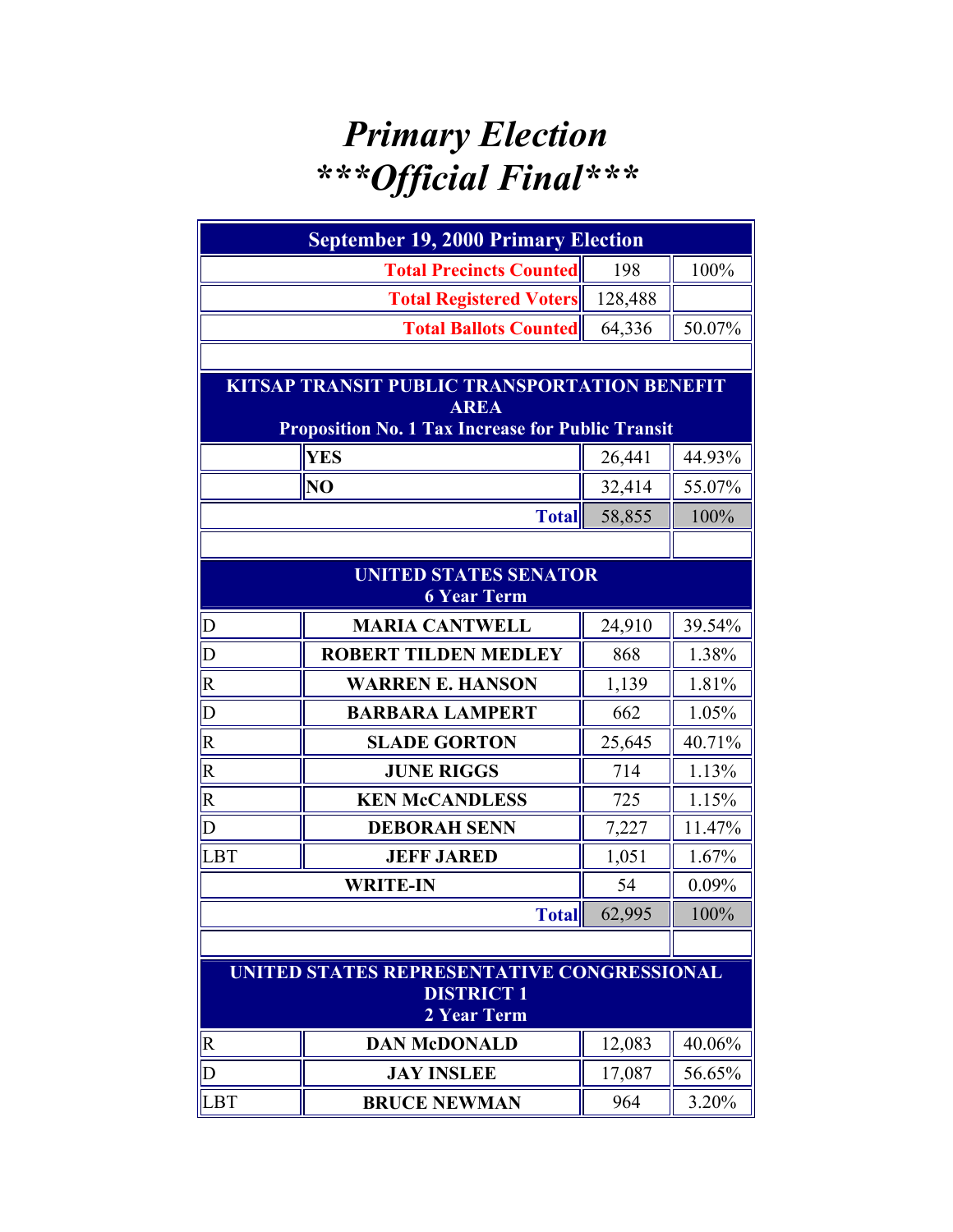# *Primary Election*
# ****Official Final****

| September 19, 2000 Primary Election | | | |
|---|---|---|---|
| | Total Precincts Counted | 198 | 100% |
| | Total Registered Voters | 128,488 | |
| | Total Ballots Counted | 64,336 | 50.07% |

| KITSAP TRANSIT PUBLIC TRANSPORTATION BENEFIT AREA Proposition No. 1 Tax Increase for Public Transit | | | |
|---|---|---|---|
| | YES | 26,441 | 44.93% |
| | NO | 32,414 | 55.07% |
| | Total | 58,855 | 100% |

| UNITED STATES SENATOR 6 Year Term | | | |
|---|---|---|---|
| D | MARIA CANTWELL | 24,910 | 39.54% |
| D | ROBERT TILDEN MEDLEY | 868 | 1.38% |
| R | WARREN E. HANSON | 1,139 | 1.81% |
| D | BARBARA LAMPERT | 662 | 1.05% |
| R | SLADE GORTON | 25,645 | 40.71% |
| R | JUNE RIGGS | 714 | 1.13% |
| R | KEN McCANDLESS | 725 | 1.15% |
| D | DEBORAH SENN | 7,227 | 11.47% |
| LBT | JEFF JARED | 1,051 | 1.67% |
| | WRITE-IN | 54 | 0.09% |
| | Total | 62,995 | 100% |

| UNITED STATES REPRESENTATIVE CONGRESSIONAL DISTRICT 1 2 Year Term | | | |
|---|---|---|---|
| R | DAN McDONALD | 12,083 | 40.06% |
| D | JAY INSLEE | 17,087 | 56.65% |
| LBT | BRUCE NEWMAN | 964 | 3.20% |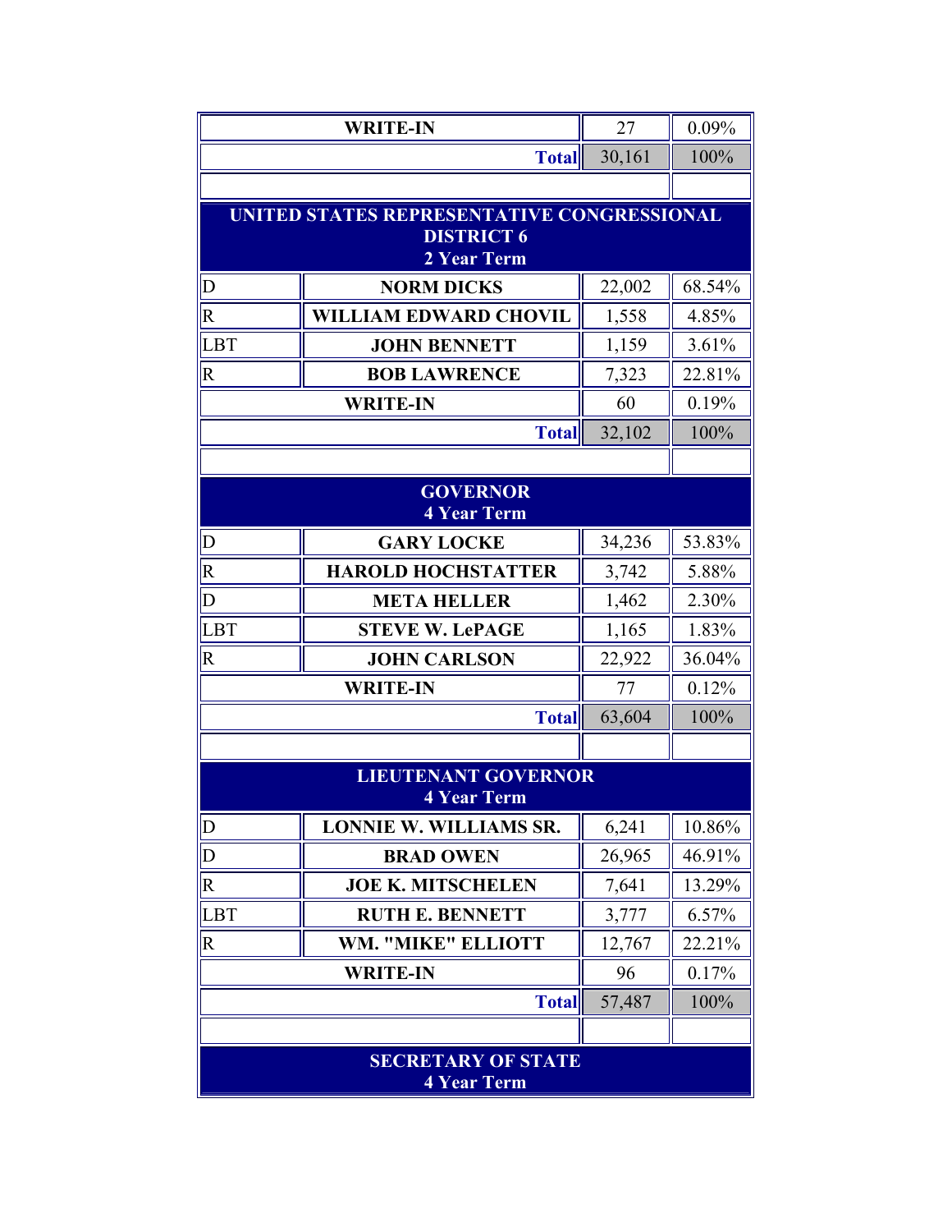| | | | |
|---|---|---|---|
| WRITE-IN | | 27 | 0.09% |
| | Total | 30,161 | 100% |

**UNITED STATES REPRESENTATIVE CONGRESSIONAL DISTRICT 6**
**2 Year Term**

| Party | Candidate | Votes | Percent |
|---|---|---|---|
| D | NORM DICKS | 22,002 | 68.54% |
| R | WILLIAM EDWARD CHOVIL | 1,558 | 4.85% |
| LBT | JOHN BENNETT | 1,159 | 3.61% |
| R | BOB LAWRENCE | 7,323 | 22.81% |
| WRITE-IN | | 60 | 0.19% |
| | Total | 32,102 | 100% |

**GOVERNOR**
**4 Year Term**

| Party | Candidate | Votes | Percent |
|---|---|---|---|
| D | GARY LOCKE | 34,236 | 53.83% |
| R | HAROLD HOCHSTATTER | 3,742 | 5.88% |
| D | META HELLER | 1,462 | 2.30% |
| LBT | STEVE W. LePAGE | 1,165 | 1.83% |
| R | JOHN CARLSON | 22,922 | 36.04% |
| WRITE-IN | | 77 | 0.12% |
| | Total | 63,604 | 100% |

**LIEUTENANT GOVERNOR**
**4 Year Term**

| Party | Candidate | Votes | Percent |
|---|---|---|---|
| D | LONNIE W. WILLIAMS SR. | 6,241 | 10.86% |
| D | BRAD OWEN | 26,965 | 46.91% |
| R | JOE K. MITSCHELEN | 7,641 | 13.29% |
| LBT | RUTH E. BENNETT | 3,777 | 6.57% |
| R | WM. "MIKE" ELLIOTT | 12,767 | 22.21% |
| WRITE-IN | | 96 | 0.17% |
| | Total | 57,487 | 100% |

**SECRETARY OF STATE**
**4 Year Term**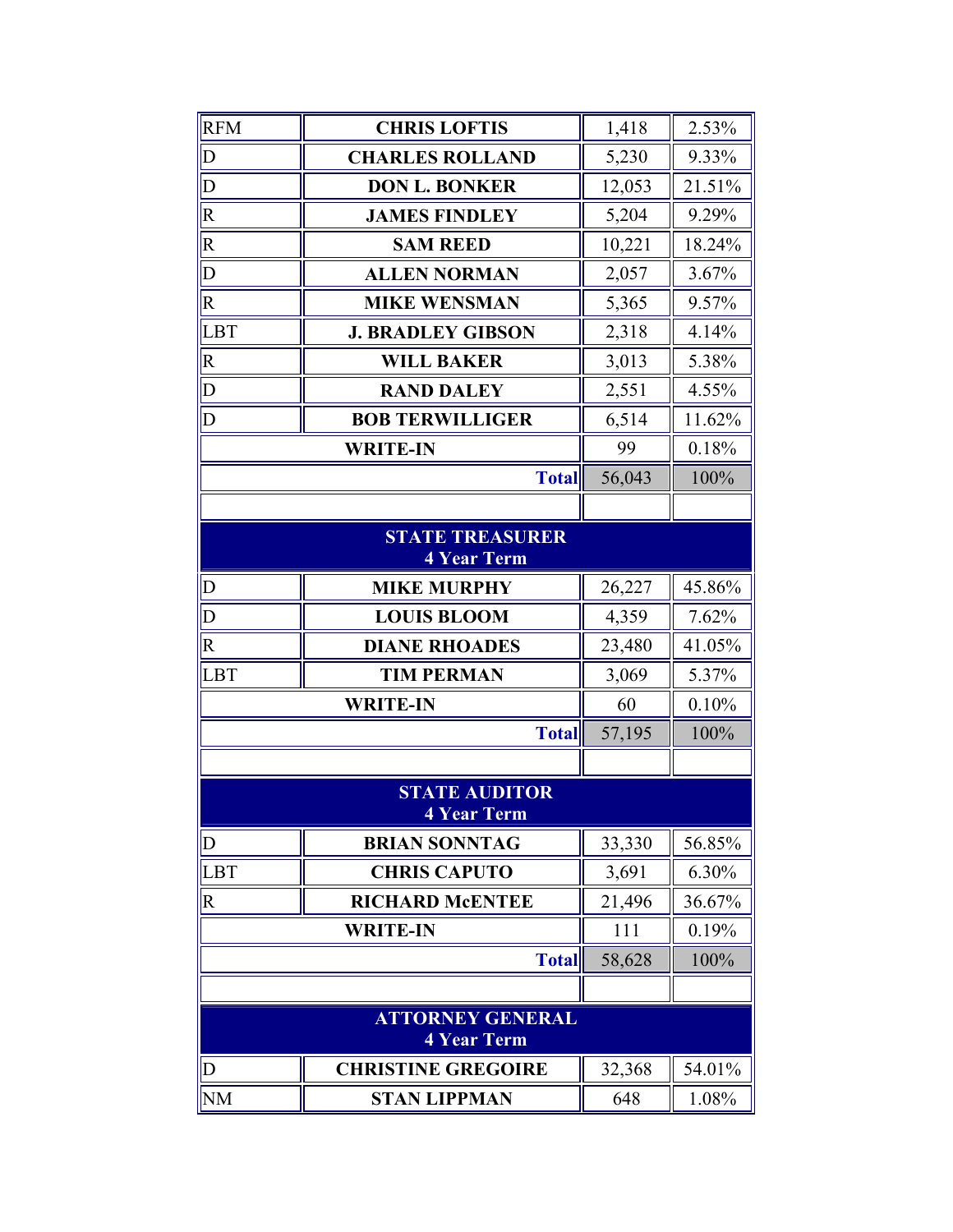| | | | |
|---|---|---|---|
| RFM | CHRIS LOFTIS | 1,418 | 2.53% |
| D | CHARLES ROLLAND | 5,230 | 9.33% |
| D | DON L. BONKER | 12,053 | 21.51% |
| R | JAMES FINDLEY | 5,204 | 9.29% |
| R | SAM REED | 10,221 | 18.24% |
| D | ALLEN NORMAN | 2,057 | 3.67% |
| R | MIKE WENSMAN | 5,365 | 9.57% |
| LBT | J. BRADLEY GIBSON | 2,318 | 4.14% |
| R | WILL BAKER | 3,013 | 5.38% |
| D | RAND DALEY | 2,551 | 4.55% |
| D | BOB TERWILLIGER | 6,514 | 11.62% |
| WRITE-IN | | 99 | 0.18% |
| | **Total** | 56,043 | 100% |

| STATE TREASURER 4 Year Term | | | |
|---|---|---|---|
| D | MIKE MURPHY | 26,227 | 45.86% |
| D | LOUIS BLOOM | 4,359 | 7.62% |
| R | DIANE RHOADES | 23,480 | 41.05% |
| LBT | TIM PERMAN | 3,069 | 5.37% |
| WRITE-IN | | 60 | 0.10% |
| | **Total** | 57,195 | 100% |

| STATE AUDITOR 4 Year Term | | | |
|---|---|---|---|
| D | BRIAN SONNTAG | 33,330 | 56.85% |
| LBT | CHRIS CAPUTO | 3,691 | 6.30% |
| R | RICHARD McENTEE | 21,496 | 36.67% |
| WRITE-IN | | 111 | 0.19% |
| | **Total** | 58,628 | 100% |

| ATTORNEY GENERAL 4 Year Term | | | |
|---|---|---|---|
| D | CHRISTINE GREGOIRE | 32,368 | 54.01% |
| NM | STAN LIPPMAN | 648 | 1.08% |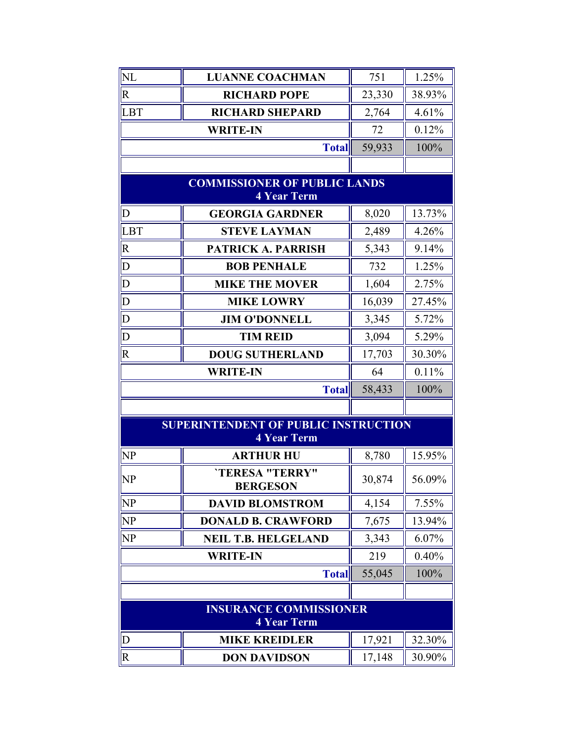| | | | |
|---|---|---|---|
| NL | LUANNE COACHMAN | 751 | 1.25% |
| R | RICHARD POPE | 23,330 | 38.93% |
| LBT | RICHARD SHEPARD | 2,764 | 4.61% |
| | WRITE-IN | 72 | 0.12% |
| | Total | 59,933 | 100% |
| | | | |

| COMMISSIONER OF PUBLIC LANDS 4 Year Term | | | |
|---|---|---|---|
| D | GEORGIA GARDNER | 8,020 | 13.73% |
| LBT | STEVE LAYMAN | 2,489 | 4.26% |
| R | PATRICK A. PARRISH | 5,343 | 9.14% |
| D | BOB PENHALE | 732 | 1.25% |
| D | MIKE THE MOVER | 1,604 | 2.75% |
| D | MIKE LOWRY | 16,039 | 27.45% |
| D | JIM O'DONNELL | 3,345 | 5.72% |
| D | TIM REID | 3,094 | 5.29% |
| R | DOUG SUTHERLAND | 17,703 | 30.30% |
| | WRITE-IN | 64 | 0.11% |
| | Total | 58,433 | 100% |
| | | | |

| SUPERINTENDENT OF PUBLIC INSTRUCTION 4 Year Term | | | |
|---|---|---|---|
| NP | ARTHUR HU | 8,780 | 15.95% |
| NP | `TERESA "TERRY" BERGESON | 30,874 | 56.09% |
| NP | DAVID BLOMSTROM | 4,154 | 7.55% |
| NP | DONALD B. CRAWFORD | 7,675 | 13.94% |
| NP | NEIL T.B. HELGELAND | 3,343 | 6.07% |
| | WRITE-IN | 219 | 0.40% |
| | Total | 55,045 | 100% |
| | | | |

| INSURANCE COMMISSIONER 4 Year Term | | | |
|---|---|---|---|
| D | MIKE KREIDLER | 17,921 | 32.30% |
| R | DON DAVIDSON | 17,148 | 30.90% |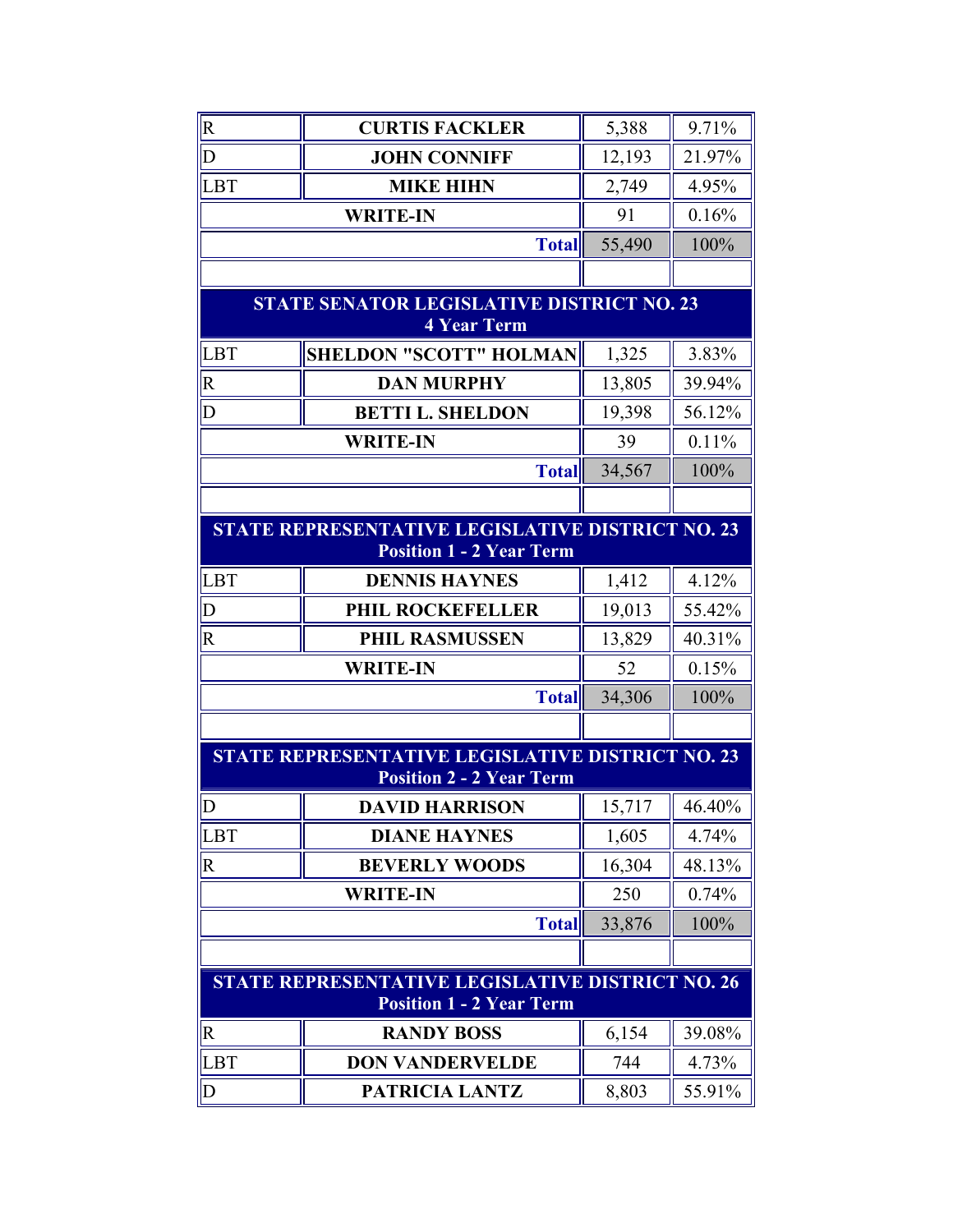| | | | |
|---|---|---|---|
| R | CURTIS FACKLER | 5,388 | 9.71% |
| D | JOHN CONNIFF | 12,193 | 21.97% |
| LBT | MIKE HIHN | 2,749 | 4.95% |
| WRITE-IN | | 91 | 0.16% |
| | **Total** | 55,490 | 100% |

| STATE SENATOR LEGISLATIVE DISTRICT NO. 23 4 Year Term | | | |
|---|---|---|---|
| LBT | SHELDON "SCOTT" HOLMAN | 1,325 | 3.83% |
| R | DAN MURPHY | 13,805 | 39.94% |
| D | BETTI L. SHELDON | 19,398 | 56.12% |
| WRITE-IN | | 39 | 0.11% |
| | **Total** | 34,567 | 100% |

| STATE REPRESENTATIVE LEGISLATIVE DISTRICT NO. 23 Position 1 - 2 Year Term | | | |
|---|---|---|---|
| LBT | DENNIS HAYNES | 1,412 | 4.12% |
| D | PHIL ROCKEFELLER | 19,013 | 55.42% |
| R | PHIL RASMUSSEN | 13,829 | 40.31% |
| WRITE-IN | | 52 | 0.15% |
| | **Total** | 34,306 | 100% |

| STATE REPRESENTATIVE LEGISLATIVE DISTRICT NO. 23 Position 2 - 2 Year Term | | | |
|---|---|---|---|
| D | DAVID HARRISON | 15,717 | 46.40% |
| LBT | DIANE HAYNES | 1,605 | 4.74% |
| R | BEVERLY WOODS | 16,304 | 48.13% |
| WRITE-IN | | 250 | 0.74% |
| | **Total** | 33,876 | 100% |

| STATE REPRESENTATIVE LEGISLATIVE DISTRICT NO. 26 Position 1 - 2 Year Term | | | |
|---|---|---|---|
| R | RANDY BOSS | 6,154 | 39.08% |
| LBT | DON VANDERVELDE | 744 | 4.73% |
| D | PATRICIA LANTZ | 8,803 | 55.91% |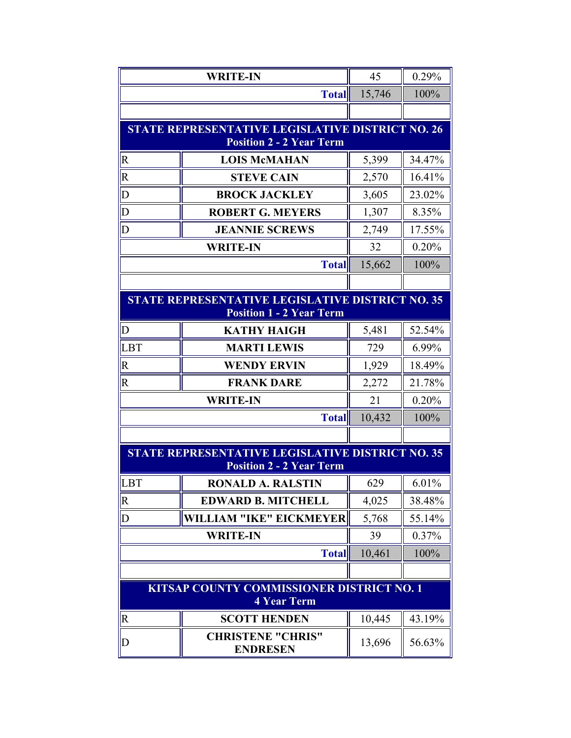| | | | |
|---|---|---|---|
| WRITE-IN | | 45 | 0.29% |
| | **Total** | 15,746 | 100% |

**STATE REPRESENTATIVE LEGISLATIVE DISTRICT NO. 26**
**Position 2 - 2 Year Term**

| Party | Candidate | Votes | Percent |
|---|---|---|---|
| R | LOIS McMAHAN | 5,399 | 34.47% |
| R | STEVE CAIN | 2,570 | 16.41% |
| D | BROCK JACKLEY | 3,605 | 23.02% |
| D | ROBERT G. MEYERS | 1,307 | 8.35% |
| D | JEANNIE SCREWS | 2,749 | 17.55% |
| | WRITE-IN | 32 | 0.20% |
| | **Total** | 15,662 | 100% |

**STATE REPRESENTATIVE LEGISLATIVE DISTRICT NO. 35**
**Position 1 - 2 Year Term**

| Party | Candidate | Votes | Percent |
|---|---|---|---|
| D | KATHY HAIGH | 5,481 | 52.54% |
| LBT | MARTI LEWIS | 729 | 6.99% |
| R | WENDY ERVIN | 1,929 | 18.49% |
| R | FRANK DARE | 2,272 | 21.78% |
| | WRITE-IN | 21 | 0.20% |
| | **Total** | 10,432 | 100% |

**STATE REPRESENTATIVE LEGISLATIVE DISTRICT NO. 35**
**Position 2 - 2 Year Term**

| Party | Candidate | Votes | Percent |
|---|---|---|---|
| LBT | RONALD A. RALSTIN | 629 | 6.01% |
| R | EDWARD B. MITCHELL | 4,025 | 38.48% |
| D | WILLIAM "IKE" EICKMEYER | 5,768 | 55.14% |
| | WRITE-IN | 39 | 0.37% |
| | **Total** | 10,461 | 100% |

**KITSAP COUNTY COMMISSIONER DISTRICT NO. 1**
**4 Year Term**

| Party | Candidate | Votes | Percent |
|---|---|---|---|
| R | SCOTT HENDEN | 10,445 | 43.19% |
| D | CHRISTENE "CHRIS" ENDRESEN | 13,696 | 56.63% |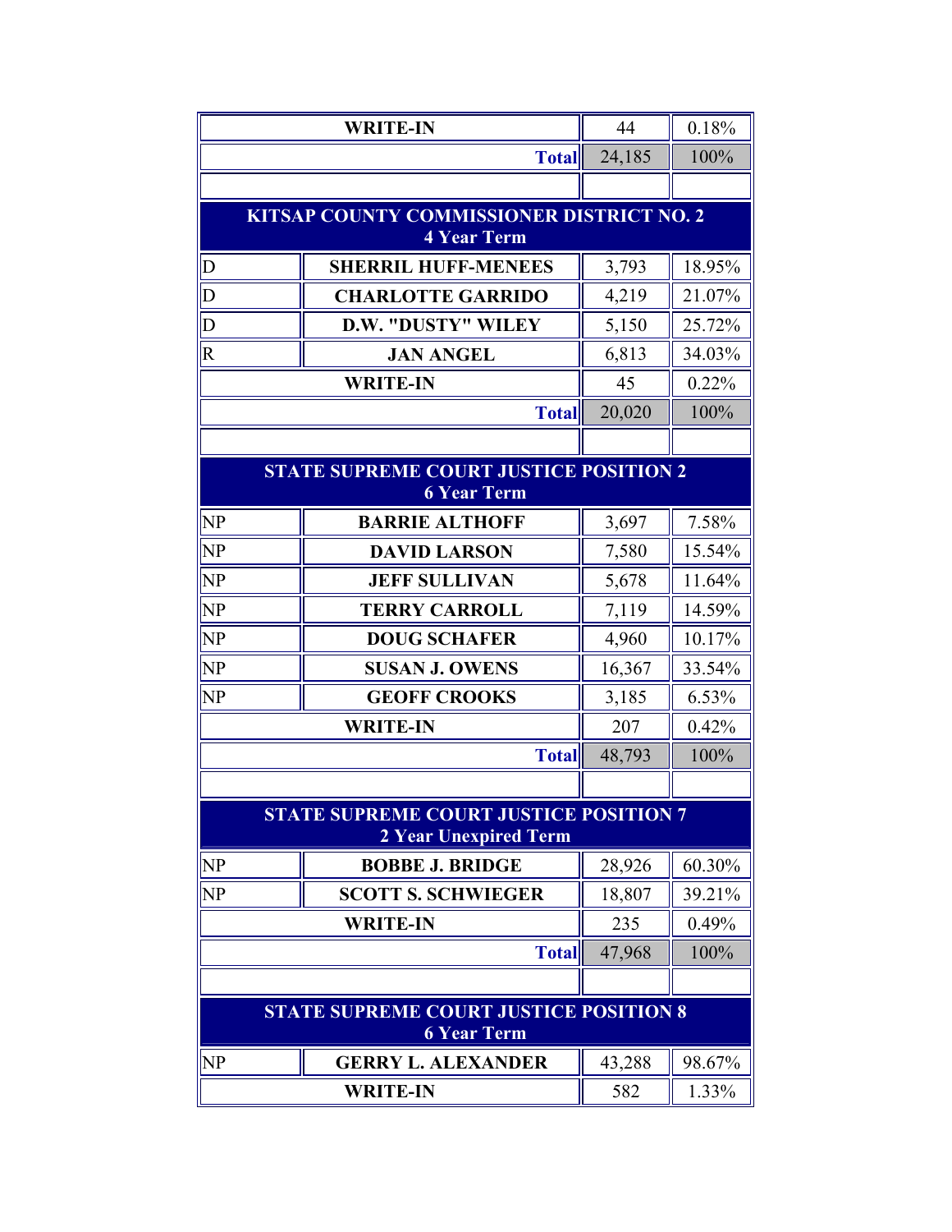| | | | |
|---|---|---|---|
| WRITE-IN | | 44 | 0.18% |
| | **Total** | 24,185 | 100% |
| | | | |

**KITSAP COUNTY COMMISSIONER DISTRICT NO. 2**
**4 Year Term**

| Party | Candidate | Votes | Percent |
|---|---|---|---|
| D | SHERRIL HUFF-MENEES | 3,793 | 18.95% |
| D | CHARLOTTE GARRIDO | 4,219 | 21.07% |
| D | D.W. "DUSTY" WILEY | 5,150 | 25.72% |
| R | JAN ANGEL | 6,813 | 34.03% |
| WRITE-IN | | 45 | 0.22% |
| | **Total** | 20,020 | 100% |

**STATE SUPREME COURT JUSTICE POSITION 2**
**6 Year Term**

| Party | Candidate | Votes | Percent |
|---|---|---|---|
| NP | BARRIE ALTHOFF | 3,697 | 7.58% |
| NP | DAVID LARSON | 7,580 | 15.54% |
| NP | JEFF SULLIVAN | 5,678 | 11.64% |
| NP | TERRY CARROLL | 7,119 | 14.59% |
| NP | DOUG SCHAFER | 4,960 | 10.17% |
| NP | SUSAN J. OWENS | 16,367 | 33.54% |
| NP | GEOFF CROOKS | 3,185 | 6.53% |
| WRITE-IN | | 207 | 0.42% |
| | **Total** | 48,793 | 100% |

**STATE SUPREME COURT JUSTICE POSITION 7**
**2 Year Unexpired Term**

| Party | Candidate | Votes | Percent |
|---|---|---|---|
| NP | BOBBE J. BRIDGE | 28,926 | 60.30% |
| NP | SCOTT S. SCHWIEGER | 18,807 | 39.21% |
| WRITE-IN | | 235 | 0.49% |
| | **Total** | 47,968 | 100% |

**STATE SUPREME COURT JUSTICE POSITION 8**
**6 Year Term**

| Party | Candidate | Votes | Percent |
|---|---|---|---|
| NP | GERRY L. ALEXANDER | 43,288 | 98.67% |
| WRITE-IN | | 582 | 1.33% |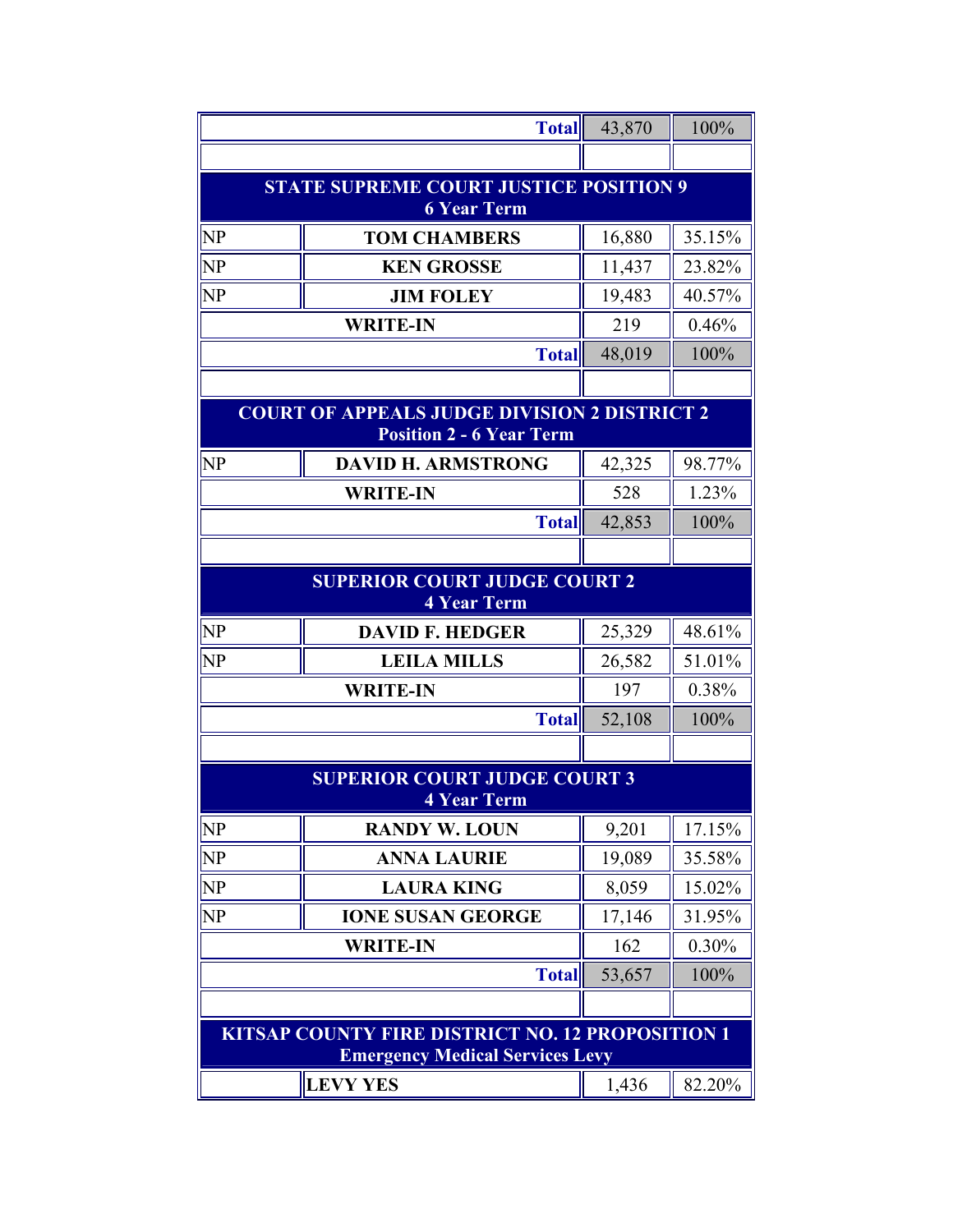| | | | |
|---|---|---|---|
| | **Total** | 43,870 | 100% |

## STATE SUPREME COURT JUSTICE POSITION 9
**6 Year Term**

| | | | |
|---|---|---|---|
| NP | **TOM CHAMBERS** | 16,880 | 35.15% |
| NP | **KEN GROSSE** | 11,437 | 23.82% |
| NP | **JIM FOLEY** | 19,483 | 40.57% |
| | **WRITE-IN** | 219 | 0.46% |
| | **Total** | 48,019 | 100% |

## COURT OF APPEALS JUDGE DIVISION 2 DISTRICT 2
**Position 2 - 6 Year Term**

| | | | |
|---|---|---|---|
| NP | **DAVID H. ARMSTRONG** | 42,325 | 98.77% |
| | **WRITE-IN** | 528 | 1.23% |
| | **Total** | 42,853 | 100% |

## SUPERIOR COURT JUDGE COURT 2
**4 Year Term**

| | | | |
|---|---|---|---|
| NP | **DAVID F. HEDGER** | 25,329 | 48.61% |
| NP | **LEILA MILLS** | 26,582 | 51.01% |
| | **WRITE-IN** | 197 | 0.38% |
| | **Total** | 52,108 | 100% |

## SUPERIOR COURT JUDGE COURT 3
**4 Year Term**

| | | | |
|---|---|---|---|
| NP | **RANDY W. LOUN** | 9,201 | 17.15% |
| NP | **ANNA LAURIE** | 19,089 | 35.58% |
| NP | **LAURA KING** | 8,059 | 15.02% |
| NP | **IONE SUSAN GEORGE** | 17,146 | 31.95% |
| | **WRITE-IN** | 162 | 0.30% |
| | **Total** | 53,657 | 100% |

## KITSAP COUNTY FIRE DISTRICT NO. 12 PROPOSITION 1
**Emergency Medical Services Levy**

| | | | |
|---|---|---|---|
| | **LEVY YES** | 1,436 | 82.20% |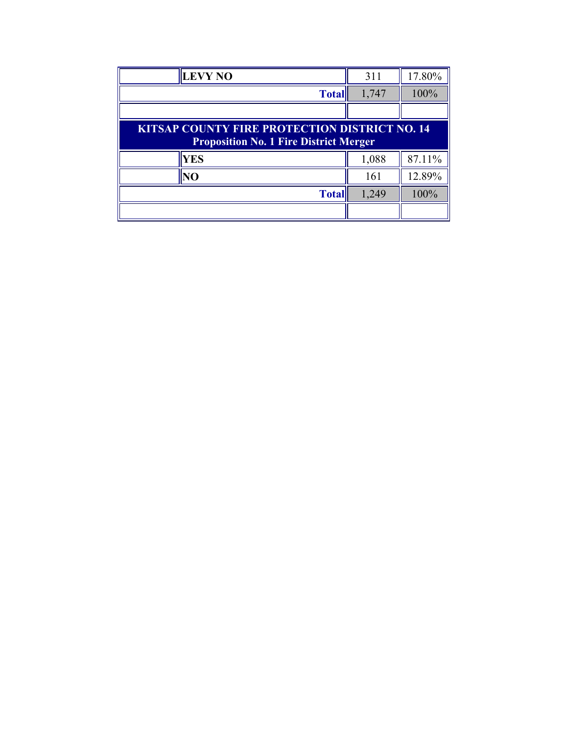| | | | |
|---|---|---|---|
| | **LEVY NO** | 311 | 17.80% |
| | **Total** | 1,747 | 100% |
| | | | |

**KITSAP COUNTY FIRE PROTECTION DISTRICT NO. 14**
**Proposition No. 1 Fire District Merger**

| | | | |
|---|---|---|---|
| | **YES** | 1,088 | 87.11% |
| | **NO** | 161 | 12.89% |
| | **Total** | 1,249 | 100% |
| | | | |